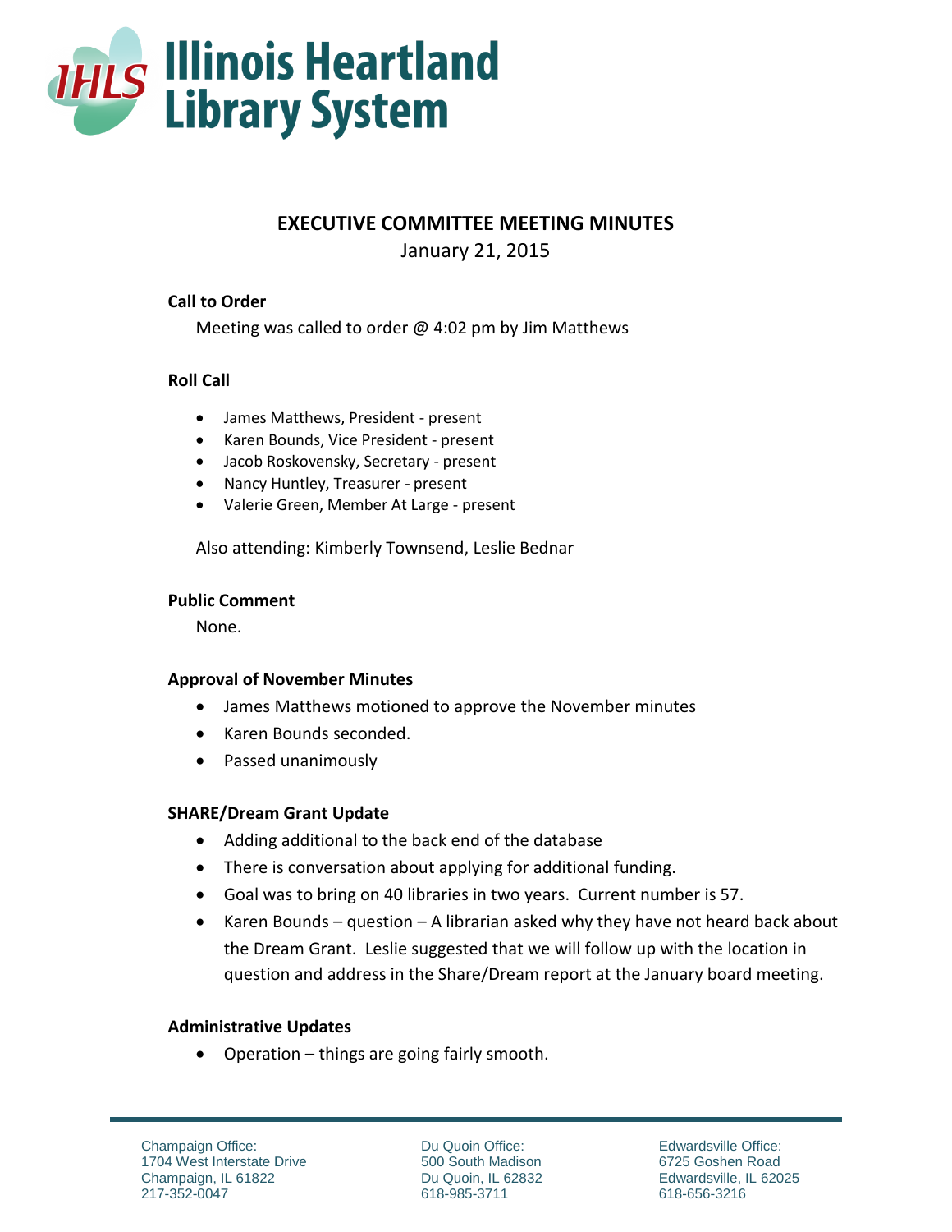# Illinois Heartland Library System

## EXECUTIVE COMMITTEE MEETING MINUTES

January 21, 2015

**Call to Order**

Meeting was called to order @ 4:02 pm by Jim Matthews

**Roll Call**

- James Matthews, President - present
- Karen Bounds, Vice President - present
- Jacob Roskovensky, Secretary - present
- Nancy Huntley, Treasurer - present
- Valerie Green, Member At Large - present

Also attending: Kimberly Townsend, Leslie Bednar

**Public Comment**

None.

**Approval of November Minutes**

- James Matthews motioned to approve the November minutes
- Karen Bounds seconded.
- Passed unanimously

**SHARE/Dream Grant Update**

- Adding additional to the back end of the database
- There is conversation about applying for additional funding.
- Goal was to bring on 40 libraries in two years. Current number is 57.
- Karen Bounds – question – A librarian asked why they have not heard back about the Dream Grant. Leslie suggested that we will follow up with the location in question and address in the Share/Dream report at the January board meeting.

**Administrative Updates**

- Operation – things are going fairly smooth.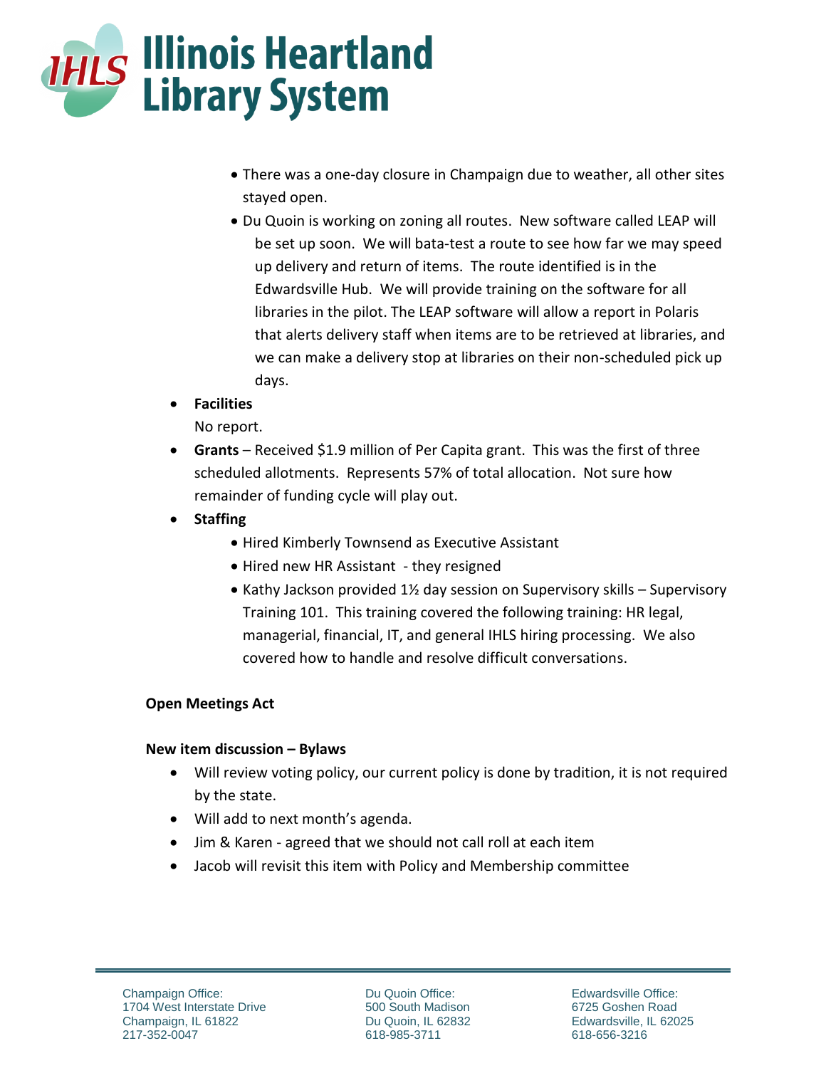- There was a one-day closure in Champaign due to weather, all other sites stayed open.
  - Du Quoin is working on zoning all routes. New software called LEAP will be set up soon. We will bata-test a route to see how far we may speed up delivery and return of items. The route identified is in the Edwardsville Hub. We will provide training on the software for all libraries in the pilot. The LEAP software will allow a report in Polaris that alerts delivery staff when items are to be retrieved at libraries, and we can make a delivery stop at libraries on their non-scheduled pick up days.
- **Facilities**
  No report.
- **Grants** – Received $1.9 million of Per Capita grant. This was the first of three scheduled allotments. Represents 57% of total allocation. Not sure how remainder of funding cycle will play out.
- **Staffing**
  - Hired Kimberly Townsend as Executive Assistant
  - Hired new HR Assistant - they resigned
  - Kathy Jackson provided 1½ day session on Supervisory skills – Supervisory Training 101. This training covered the following training: HR legal, managerial, financial, IT, and general IHLS hiring processing. We also covered how to handle and resolve difficult conversations.

**Open Meetings Act**

**New item discussion – Bylaws**

- Will review voting policy, our current policy is done by tradition, it is not required by the state.
- Will add to next month's agenda.
- Jim & Karen - agreed that we should not call roll at each item
- Jacob will revisit this item with Policy and Membership committee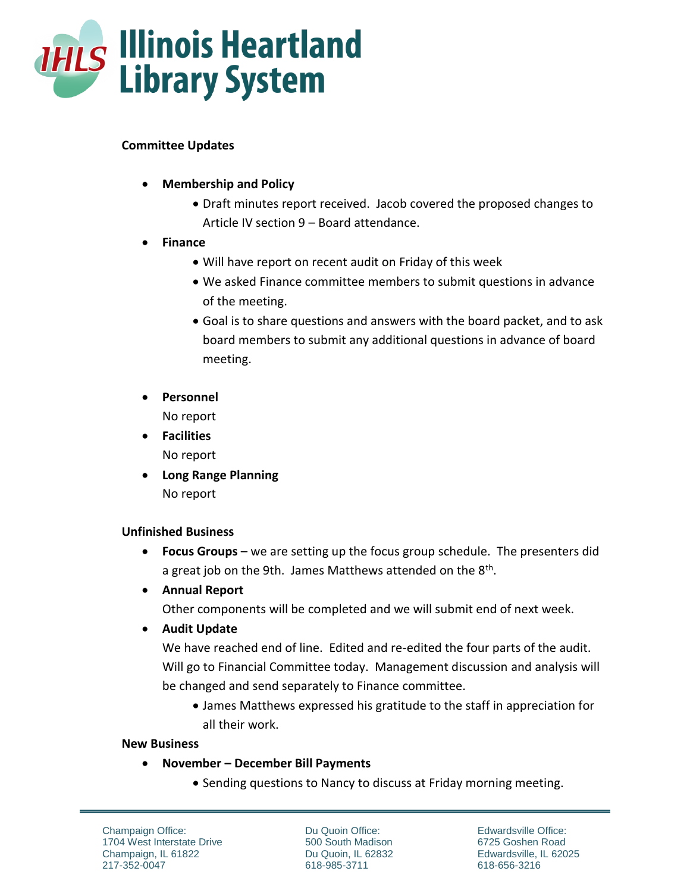**Committee Updates**

- **Membership and Policy**
    - Draft minutes report received. Jacob covered the proposed changes to Article IV section 9 – Board attendance.
- **Finance**
    - Will have report on recent audit on Friday of this week
    - We asked Finance committee members to submit questions in advance of the meeting.
    - Goal is to share questions and answers with the board packet, and to ask board members to submit any additional questions in advance of board meeting.
- **Personnel**
  No report
- **Facilities**
  No report
- **Long Range Planning**
  No report

**Unfinished Business**

- **Focus Groups** – we are setting up the focus group schedule. The presenters did a great job on the 9th. James Matthews attended on the 8th.
- **Annual Report**
  Other components will be completed and we will submit end of next week.
- **Audit Update**
  We have reached end of line. Edited and re-edited the four parts of the audit. Will go to Financial Committee today. Management discussion and analysis will be changed and send separately to Finance committee.
    - James Matthews expressed his gratitude to the staff in appreciation for all their work.

**New Business**

- **November – December Bill Payments**
    - Sending questions to Nancy to discuss at Friday morning meeting.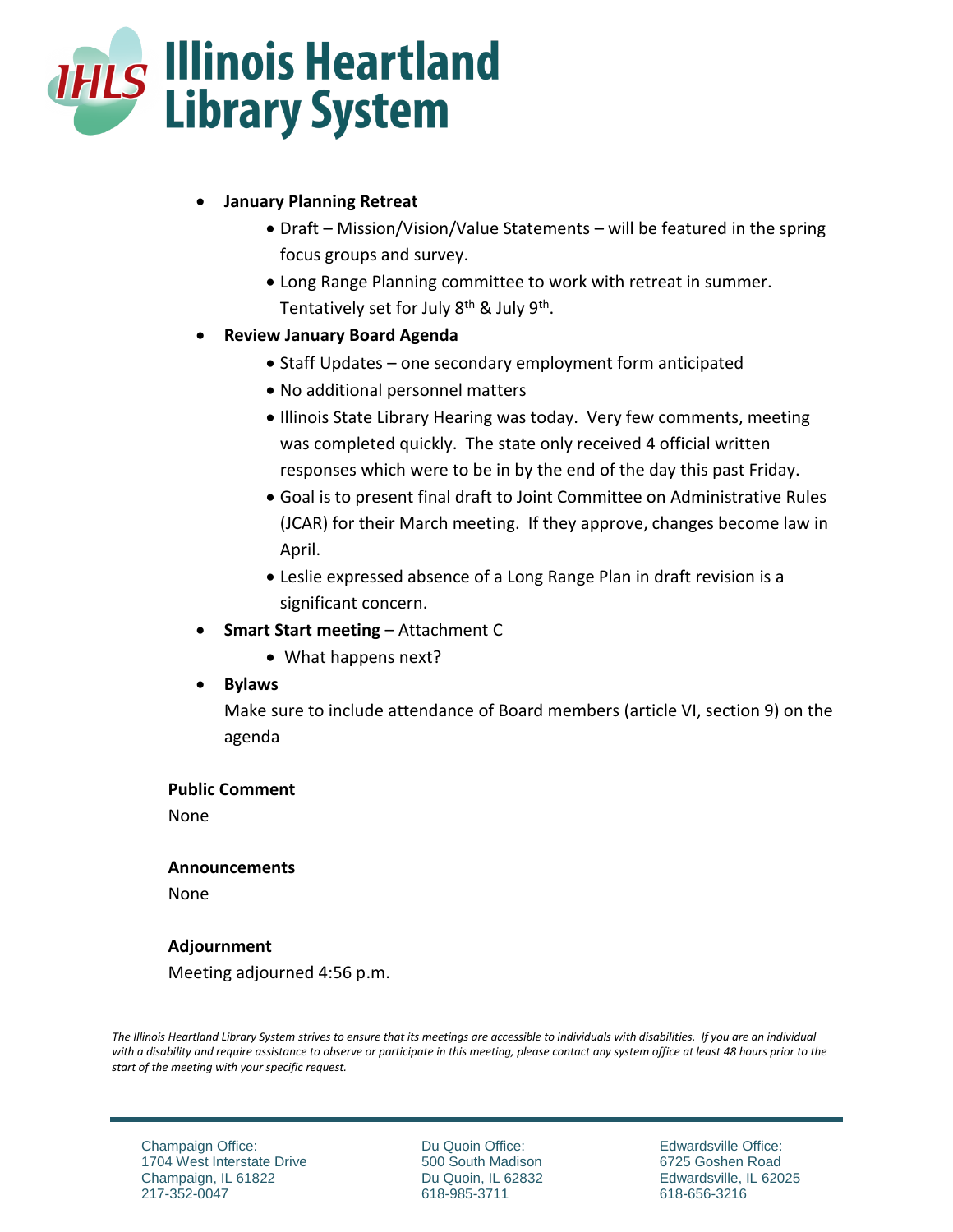- **January Planning Retreat**
    - Draft – Mission/Vision/Value Statements – will be featured in the spring focus groups and survey.
    - Long Range Planning committee to work with retreat in summer. Tentatively set for July 8th & July 9th.
- **Review January Board Agenda**
    - Staff Updates – one secondary employment form anticipated
    - No additional personnel matters
    - Illinois State Library Hearing was today. Very few comments, meeting was completed quickly. The state only received 4 official written responses which were to be in by the end of the day this past Friday.
    - Goal is to present final draft to Joint Committee on Administrative Rules (JCAR) for their March meeting. If they approve, changes become law in April.
    - Leslie expressed absence of a Long Range Plan in draft revision is a significant concern.
- **Smart Start meeting** – Attachment C
    - What happens next?
- **Bylaws**

  Make sure to include attendance of Board members (article VI, section 9) on the agenda

**Public Comment**

None

**Announcements**

None

**Adjournment**

Meeting adjourned 4:56 p.m.

*The Illinois Heartland Library System strives to ensure that its meetings are accessible to individuals with disabilities. If you are an individual with a disability and require assistance to observe or participate in this meeting, please contact any system office at least 48 hours prior to the start of the meeting with your specific request.*